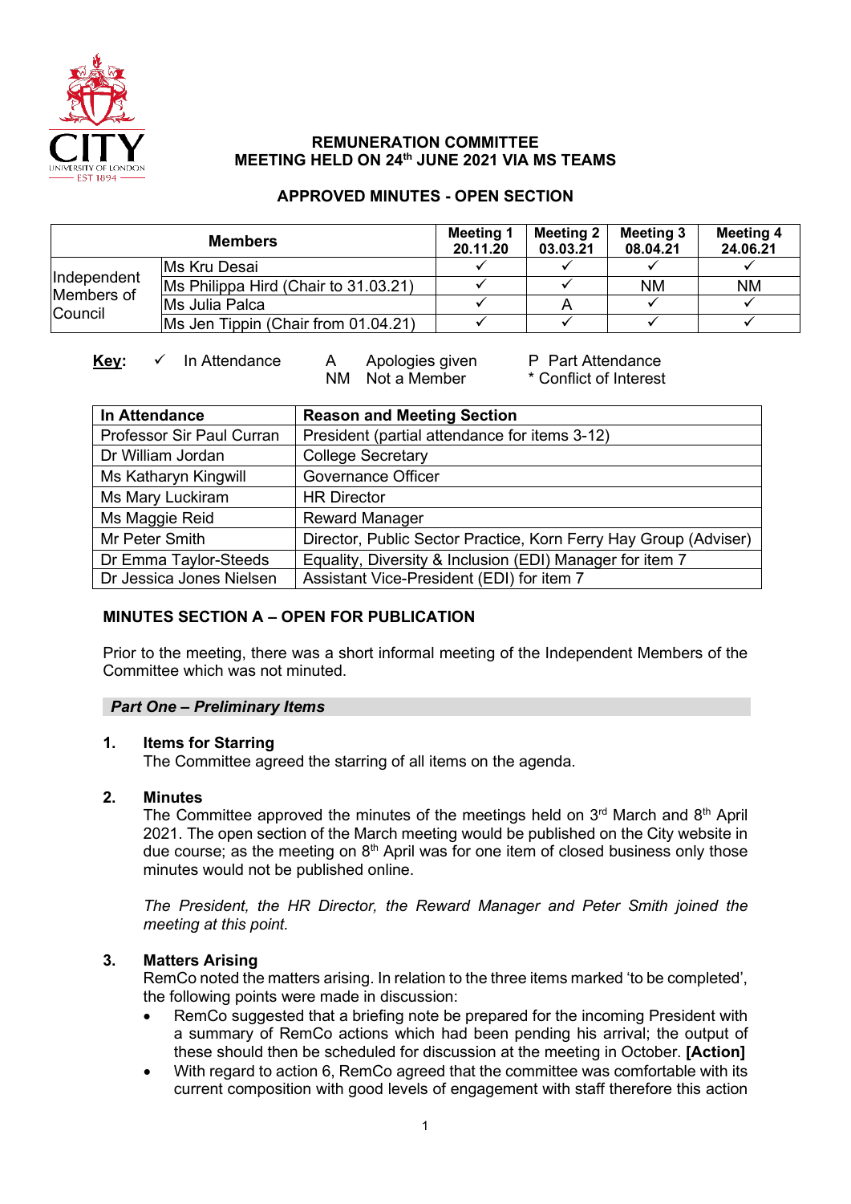# REMUNERATION COMMITTEE
# MEETING HELD ON 24th JUNE 2021 VIA MS TEAMS

## APPROVED MINUTES - OPEN SECTION

| Members | | Meeting 1 20.11.20 | Meeting 2 03.03.21 | Meeting 3 08.04.21 | Meeting 4 24.06.21 |
|---|---|---|---|---|---|
| Independent Members of Council | Ms Kru Desai | ✓ | ✓ | ✓ | ✓ |
| | Ms Philippa Hird (Chair to 31.03.21) | ✓ | ✓ | NM | NM |
| | Ms Julia Palca | ✓ | A | ✓ | ✓ |
| | Ms Jen Tippin (Chair from 01.04.21) | ✓ | ✓ | ✓ | ✓ |

**Key:** ✓ In Attendance  A Apologies given  P Part Attendance  NM Not a Member  * Conflict of Interest

| In Attendance | Reason and Meeting Section |
|---|---|
| Professor Sir Paul Curran | President (partial attendance for items 3-12) |
| Dr William Jordan | College Secretary |
| Ms Katharyn Kingwill | Governance Officer |
| Ms Mary Luckiram | HR Director |
| Ms Maggie Reid | Reward Manager |
| Mr Peter Smith | Director, Public Sector Practice, Korn Ferry Hay Group (Adviser) |
| Dr Emma Taylor-Steeds | Equality, Diversity & Inclusion (EDI) Manager for item 7 |
| Dr Jessica Jones Nielsen | Assistant Vice-President (EDI) for item 7 |

## MINUTES SECTION A – OPEN FOR PUBLICATION

Prior to the meeting, there was a short informal meeting of the Independent Members of the Committee which was not minuted.

### *Part One – Preliminary Items*

**1. Items for Starring**

The Committee agreed the starring of all items on the agenda.

**2. Minutes**

The Committee approved the minutes of the meetings held on 3rd March and 8th April 2021. The open section of the March meeting would be published on the City website in due course; as the meeting on 8th April was for one item of closed business only those minutes would not be published online.

*The President, the HR Director, the Reward Manager and Peter Smith joined the meeting at this point.*

**3. Matters Arising**

RemCo noted the matters arising. In relation to the three items marked 'to be completed', the following points were made in discussion:

- RemCo suggested that a briefing note be prepared for the incoming President with a summary of RemCo actions which had been pending his arrival; the output of these should then be scheduled for discussion at the meeting in October. **[Action]**
- With regard to action 6, RemCo agreed that the committee was comfortable with its current composition with good levels of engagement with staff therefore this action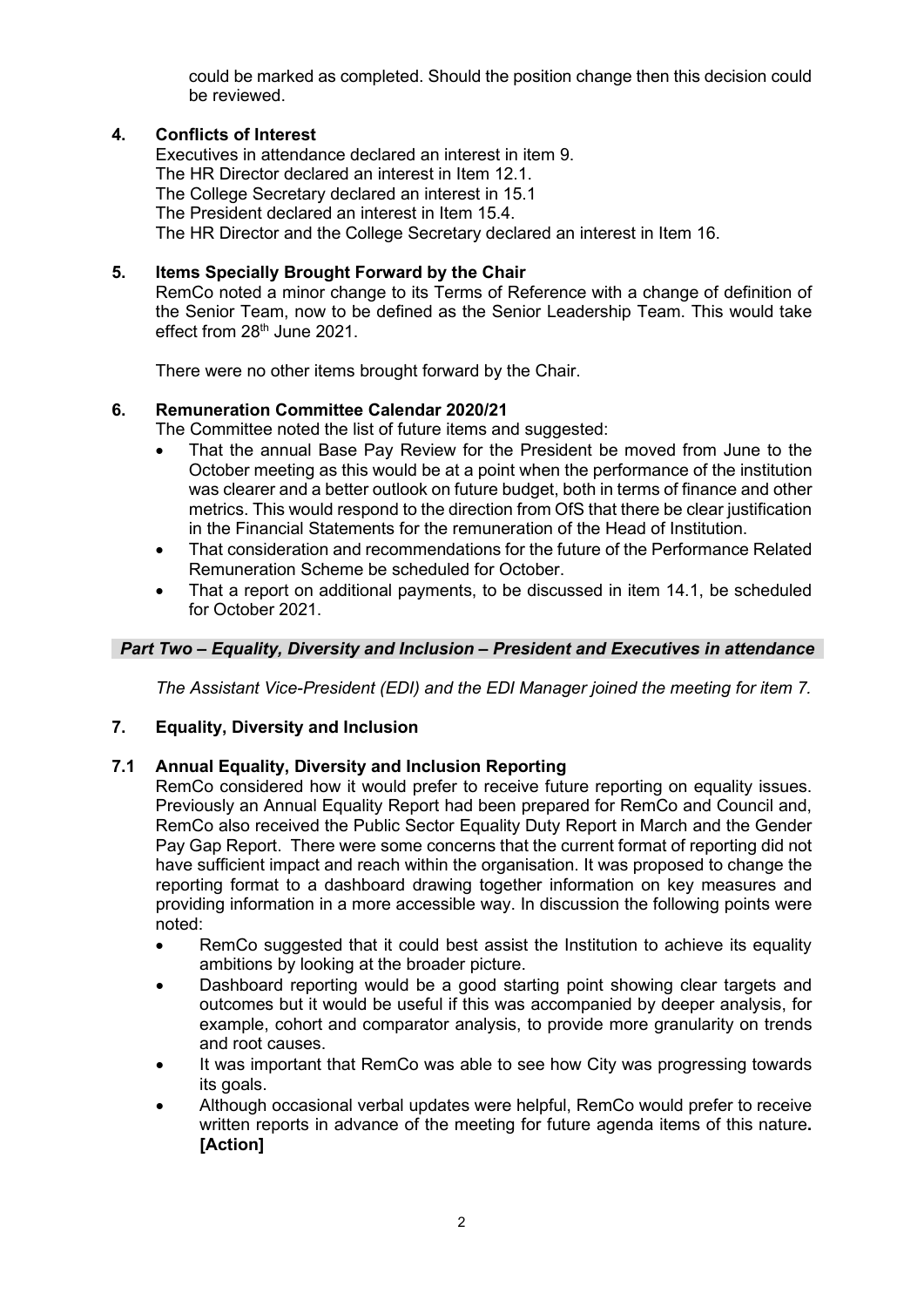could be marked as completed. Should the position change then this decision could be reviewed.

## 4. Conflicts of Interest

Executives in attendance declared an interest in item 9.
The HR Director declared an interest in Item 12.1.
The College Secretary declared an interest in 15.1
The President declared an interest in Item 15.4.
The HR Director and the College Secretary declared an interest in Item 16.

## 5. Items Specially Brought Forward by the Chair

RemCo noted a minor change to its Terms of Reference with a change of definition of the Senior Team, now to be defined as the Senior Leadership Team. This would take effect from 28th June 2021.

There were no other items brought forward by the Chair.

## 6. Remuneration Committee Calendar 2020/21

The Committee noted the list of future items and suggested:

- That the annual Base Pay Review for the President be moved from June to the October meeting as this would be at a point when the performance of the institution was clearer and a better outlook on future budget, both in terms of finance and other metrics. This would respond to the direction from OfS that there be clear justification in the Financial Statements for the remuneration of the Head of Institution.
- That consideration and recommendations for the future of the Performance Related Remuneration Scheme be scheduled for October.
- That a report on additional payments, to be discussed in item 14.1, be scheduled for October 2021.

***Part Two – Equality, Diversity and Inclusion – President and Executives in attendance***

*The Assistant Vice-President (EDI) and the EDI Manager joined the meeting for item 7.*

## 7. Equality, Diversity and Inclusion

### 7.1 Annual Equality, Diversity and Inclusion Reporting

RemCo considered how it would prefer to receive future reporting on equality issues. Previously an Annual Equality Report had been prepared for RemCo and Council and, RemCo also received the Public Sector Equality Duty Report in March and the Gender Pay Gap Report. There were some concerns that the current format of reporting did not have sufficient impact and reach within the organisation. It was proposed to change the reporting format to a dashboard drawing together information on key measures and providing information in a more accessible way. In discussion the following points were noted:

- RemCo suggested that it could best assist the Institution to achieve its equality ambitions by looking at the broader picture.
- Dashboard reporting would be a good starting point showing clear targets and outcomes but it would be useful if this was accompanied by deeper analysis, for example, cohort and comparator analysis, to provide more granularity on trends and root causes.
- It was important that RemCo was able to see how City was progressing towards its goals.
- Although occasional verbal updates were helpful, RemCo would prefer to receive written reports in advance of the meeting for future agenda items of this nature. **[Action]**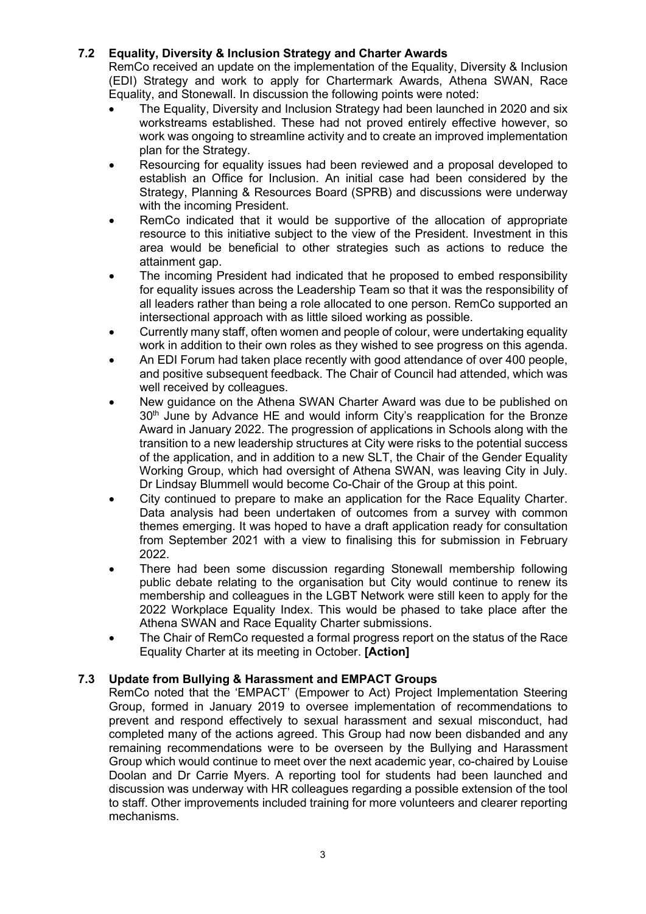### 7.2 Equality, Diversity & Inclusion Strategy and Charter Awards

RemCo received an update on the implementation of the Equality, Diversity & Inclusion (EDI) Strategy and work to apply for Chartermark Awards, Athena SWAN, Race Equality, and Stonewall. In discussion the following points were noted:

- The Equality, Diversity and Inclusion Strategy had been launched in 2020 and six workstreams established. These had not proved entirely effective however, so work was ongoing to streamline activity and to create an improved implementation plan for the Strategy.
- Resourcing for equality issues had been reviewed and a proposal developed to establish an Office for Inclusion. An initial case had been considered by the Strategy, Planning & Resources Board (SPRB) and discussions were underway with the incoming President.
- RemCo indicated that it would be supportive of the allocation of appropriate resource to this initiative subject to the view of the President. Investment in this area would be beneficial to other strategies such as actions to reduce the attainment gap.
- The incoming President had indicated that he proposed to embed responsibility for equality issues across the Leadership Team so that it was the responsibility of all leaders rather than being a role allocated to one person. RemCo supported an intersectional approach with as little siloed working as possible.
- Currently many staff, often women and people of colour, were undertaking equality work in addition to their own roles as they wished to see progress on this agenda.
- An EDI Forum had taken place recently with good attendance of over 400 people, and positive subsequent feedback. The Chair of Council had attended, which was well received by colleagues.
- New guidance on the Athena SWAN Charter Award was due to be published on 30th June by Advance HE and would inform City's reapplication for the Bronze Award in January 2022. The progression of applications in Schools along with the transition to a new leadership structures at City were risks to the potential success of the application, and in addition to a new SLT, the Chair of the Gender Equality Working Group, which had oversight of Athena SWAN, was leaving City in July. Dr Lindsay Blummell would become Co-Chair of the Group at this point.
- City continued to prepare to make an application for the Race Equality Charter. Data analysis had been undertaken of outcomes from a survey with common themes emerging. It was hoped to have a draft application ready for consultation from September 2021 with a view to finalising this for submission in February 2022.
- There had been some discussion regarding Stonewall membership following public debate relating to the organisation but City would continue to renew its membership and colleagues in the LGBT Network were still keen to apply for the 2022 Workplace Equality Index. This would be phased to take place after the Athena SWAN and Race Equality Charter submissions.
- The Chair of RemCo requested a formal progress report on the status of the Race Equality Charter at its meeting in October. **[Action]**

### 7.3 Update from Bullying & Harassment and EMPACT Groups

RemCo noted that the 'EMPACT' (Empower to Act) Project Implementation Steering Group, formed in January 2019 to oversee implementation of recommendations to prevent and respond effectively to sexual harassment and sexual misconduct, had completed many of the actions agreed. This Group had now been disbanded and any remaining recommendations were to be overseen by the Bullying and Harassment Group which would continue to meet over the next academic year, co-chaired by Louise Doolan and Dr Carrie Myers. A reporting tool for students had been launched and discussion was underway with HR colleagues regarding a possible extension of the tool to staff. Other improvements included training for more volunteers and clearer reporting mechanisms.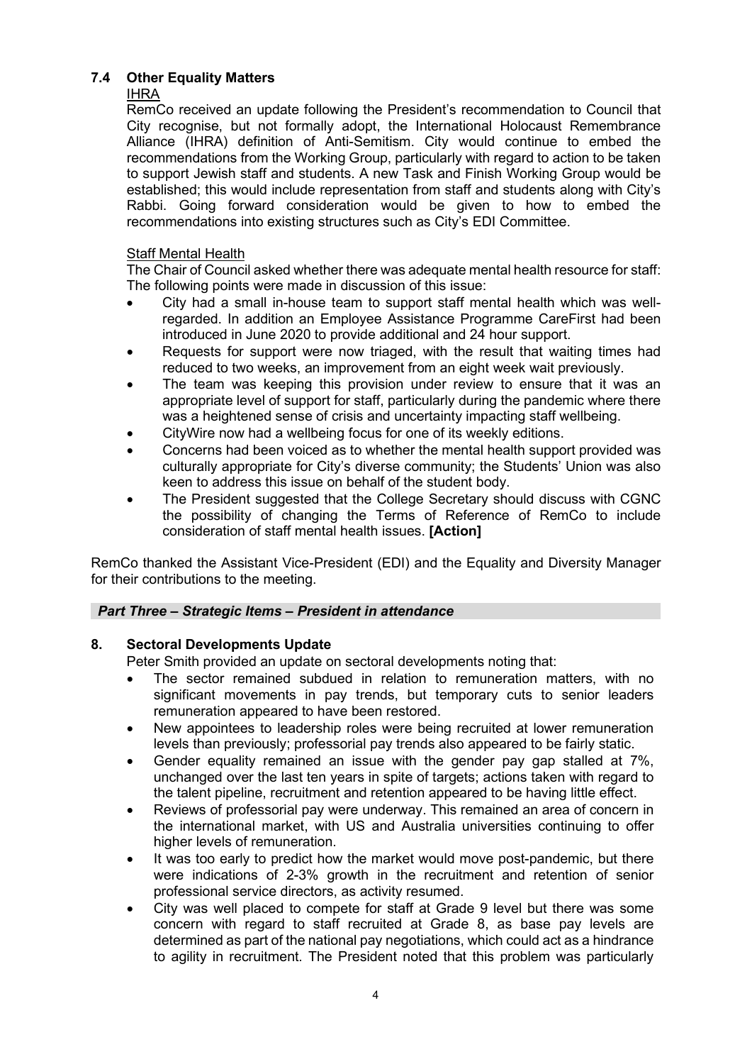### 7.4 Other Equality Matters

IHRA

RemCo received an update following the President's recommendation to Council that City recognise, but not formally adopt, the International Holocaust Remembrance Alliance (IHRA) definition of Anti-Semitism. City would continue to embed the recommendations from the Working Group, particularly with regard to action to be taken to support Jewish staff and students. A new Task and Finish Working Group would be established; this would include representation from staff and students along with City's Rabbi. Going forward consideration would be given to how to embed the recommendations into existing structures such as City's EDI Committee.

Staff Mental Health

The Chair of Council asked whether there was adequate mental health resource for staff: The following points were made in discussion of this issue:

- City had a small in-house team to support staff mental health which was well-regarded. In addition an Employee Assistance Programme CareFirst had been introduced in June 2020 to provide additional and 24 hour support.
- Requests for support were now triaged, with the result that waiting times had reduced to two weeks, an improvement from an eight week wait previously.
- The team was keeping this provision under review to ensure that it was an appropriate level of support for staff, particularly during the pandemic where there was a heightened sense of crisis and uncertainty impacting staff wellbeing.
- CityWire now had a wellbeing focus for one of its weekly editions.
- Concerns had been voiced as to whether the mental health support provided was culturally appropriate for City's diverse community; the Students' Union was also keen to address this issue on behalf of the student body.
- The President suggested that the College Secretary should discuss with CGNC the possibility of changing the Terms of Reference of RemCo to include consideration of staff mental health issues. **[Action]**

RemCo thanked the Assistant Vice-President (EDI) and the Equality and Diversity Manager for their contributions to the meeting.

***Part Three – Strategic Items – President in attendance***

### 8. Sectoral Developments Update

Peter Smith provided an update on sectoral developments noting that:

- The sector remained subdued in relation to remuneration matters, with no significant movements in pay trends, but temporary cuts to senior leaders remuneration appeared to have been restored.
- New appointees to leadership roles were being recruited at lower remuneration levels than previously; professorial pay trends also appeared to be fairly static.
- Gender equality remained an issue with the gender pay gap stalled at 7%, unchanged over the last ten years in spite of targets; actions taken with regard to the talent pipeline, recruitment and retention appeared to be having little effect.
- Reviews of professorial pay were underway. This remained an area of concern in the international market, with US and Australia universities continuing to offer higher levels of remuneration.
- It was too early to predict how the market would move post-pandemic, but there were indications of 2-3% growth in the recruitment and retention of senior professional service directors, as activity resumed.
- City was well placed to compete for staff at Grade 9 level but there was some concern with regard to staff recruited at Grade 8, as base pay levels are determined as part of the national pay negotiations, which could act as a hindrance to agility in recruitment. The President noted that this problem was particularly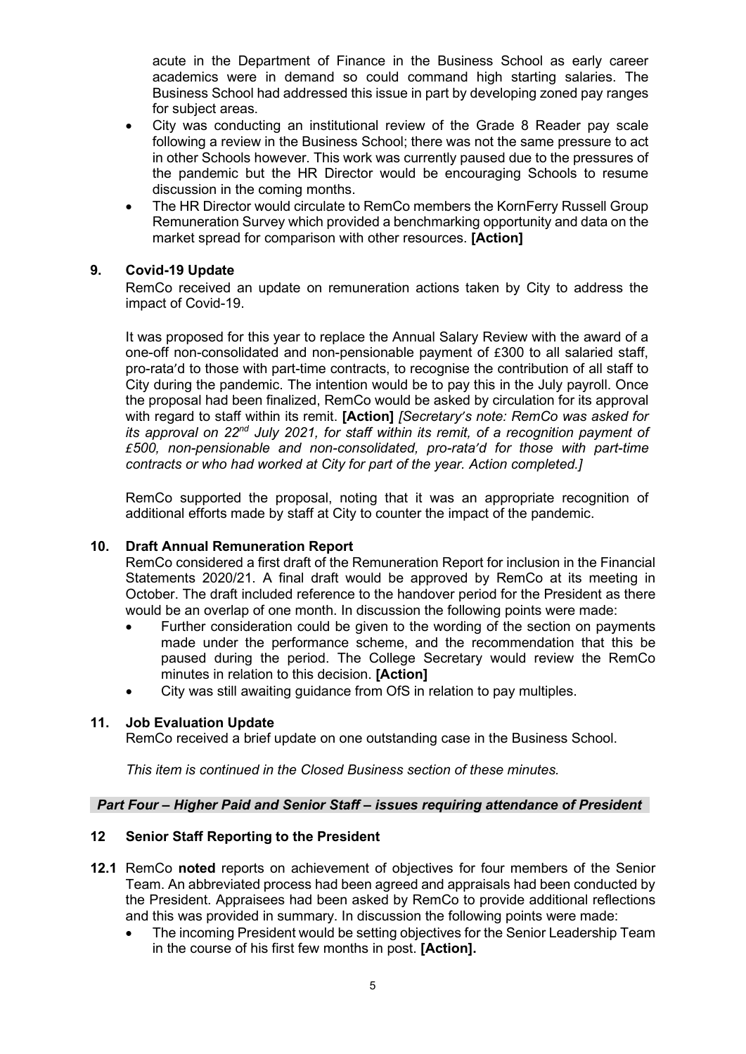acute in the Department of Finance in the Business School as early career academics were in demand so could command high starting salaries. The Business School had addressed this issue in part by developing zoned pay ranges for subject areas.

- City was conducting an institutional review of the Grade 8 Reader pay scale following a review in the Business School; there was not the same pressure to act in other Schools however. This work was currently paused due to the pressures of the pandemic but the HR Director would be encouraging Schools to resume discussion in the coming months.
- The HR Director would circulate to RemCo members the KornFerry Russell Group Remuneration Survey which provided a benchmarking opportunity and data on the market spread for comparison with other resources. **[Action]**

## 9. Covid-19 Update

RemCo received an update on remuneration actions taken by City to address the impact of Covid-19.

It was proposed for this year to replace the Annual Salary Review with the award of a one-off non-consolidated and non-pensionable payment of £300 to all salaried staff, pro-rata'd to those with part-time contracts, to recognise the contribution of all staff to City during the pandemic. The intention would be to pay this in the July payroll. Once the proposal had been finalized, RemCo would be asked by circulation for its approval with regard to staff within its remit. **[Action]** *[Secretary's note: RemCo was asked for its approval on 22nd July 2021, for staff within its remit, of a recognition payment of £500, non-pensionable and non-consolidated, pro-rata'd for those with part-time contracts or who had worked at City for part of the year. Action completed.]*

RemCo supported the proposal, noting that it was an appropriate recognition of additional efforts made by staff at City to counter the impact of the pandemic.

## 10. Draft Annual Remuneration Report

RemCo considered a first draft of the Remuneration Report for inclusion in the Financial Statements 2020/21. A final draft would be approved by RemCo at its meeting in October. The draft included reference to the handover period for the President as there would be an overlap of one month. In discussion the following points were made:

- Further consideration could be given to the wording of the section on payments made under the performance scheme, and the recommendation that this be paused during the period. The College Secretary would review the RemCo minutes in relation to this decision. **[Action]**
- City was still awaiting guidance from OfS in relation to pay multiples.

## 11. Job Evaluation Update

RemCo received a brief update on one outstanding case in the Business School.

*This item is continued in the Closed Business section of these minutes.*

### *Part Four – Higher Paid and Senior Staff – issues requiring attendance of President*

## 12 Senior Staff Reporting to the President

**12.1** RemCo **noted** reports on achievement of objectives for four members of the Senior Team. An abbreviated process had been agreed and appraisals had been conducted by the President. Appraisees had been asked by RemCo to provide additional reflections and this was provided in summary. In discussion the following points were made:

- The incoming President would be setting objectives for the Senior Leadership Team in the course of his first few months in post. **[Action].**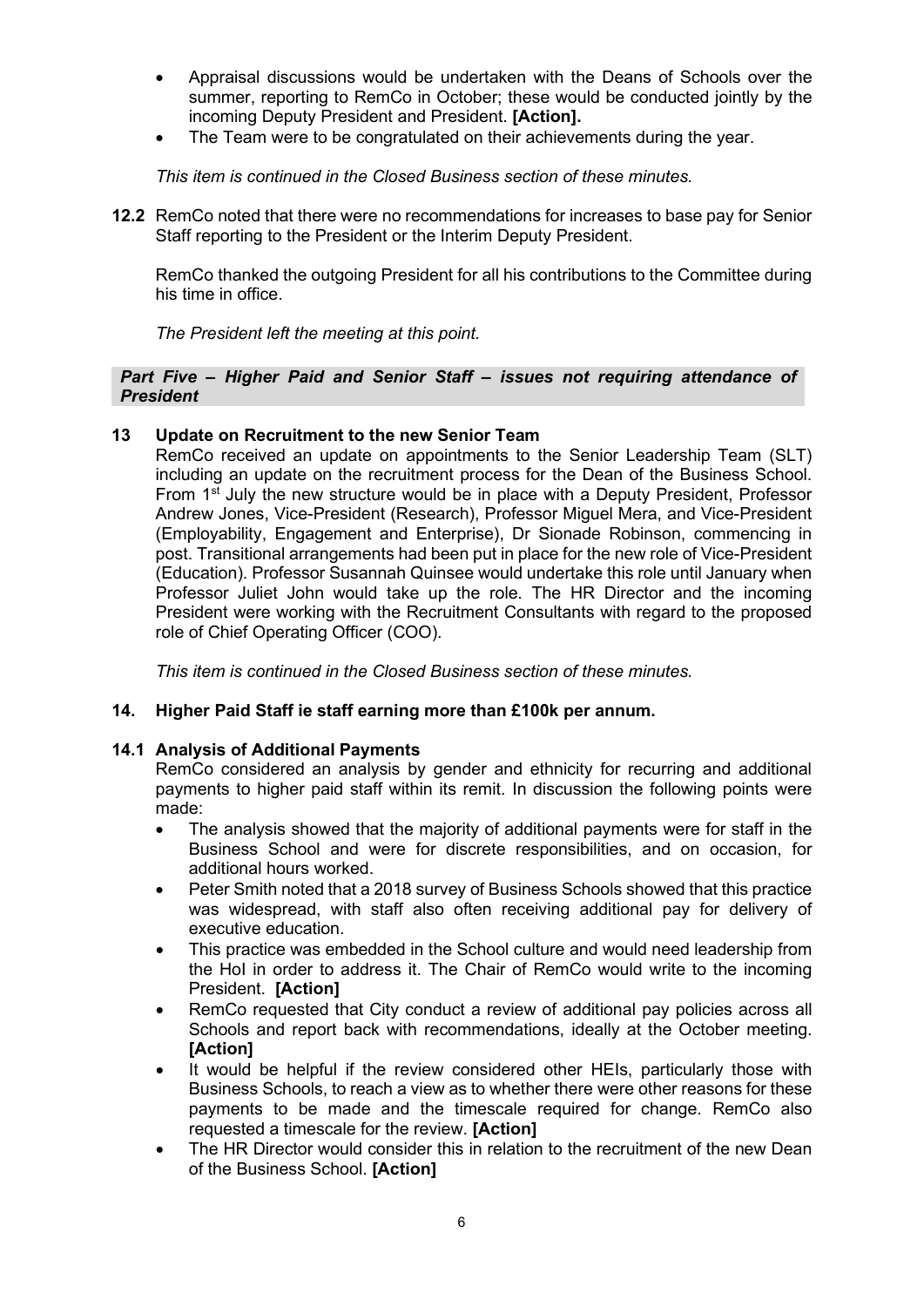- Appraisal discussions would be undertaken with the Deans of Schools over the summer, reporting to RemCo in October; these would be conducted jointly by the incoming Deputy President and President. **[Action].**
- The Team were to be congratulated on their achievements during the year.

*This item is continued in the Closed Business section of these minutes.*

**12.2** RemCo noted that there were no recommendations for increases to base pay for Senior Staff reporting to the President or the Interim Deputy President.

RemCo thanked the outgoing President for all his contributions to the Committee during his time in office.

*The President left the meeting at this point.*

***Part Five – Higher Paid and Senior Staff – issues not requiring attendance of President***

**13 Update on Recruitment to the new Senior Team**

RemCo received an update on appointments to the Senior Leadership Team (SLT) including an update on the recruitment process for the Dean of the Business School. From 1st July the new structure would be in place with a Deputy President, Professor Andrew Jones, Vice-President (Research), Professor Miguel Mera, and Vice-President (Employability, Engagement and Enterprise), Dr Sionade Robinson, commencing in post. Transitional arrangements had been put in place for the new role of Vice-President (Education). Professor Susannah Quinsee would undertake this role until January when Professor Juliet John would take up the role. The HR Director and the incoming President were working with the Recruitment Consultants with regard to the proposed role of Chief Operating Officer (COO).

*This item is continued in the Closed Business section of these minutes.*

**14. Higher Paid Staff ie staff earning more than £100k per annum.**

**14.1 Analysis of Additional Payments**

RemCo considered an analysis by gender and ethnicity for recurring and additional payments to higher paid staff within its remit. In discussion the following points were made:

- The analysis showed that the majority of additional payments were for staff in the Business School and were for discrete responsibilities, and on occasion, for additional hours worked.
- Peter Smith noted that a 2018 survey of Business Schools showed that this practice was widespread, with staff also often receiving additional pay for delivery of executive education.
- This practice was embedded in the School culture and would need leadership from the HoI in order to address it. The Chair of RemCo would write to the incoming President. **[Action]**
- RemCo requested that City conduct a review of additional pay policies across all Schools and report back with recommendations, ideally at the October meeting. **[Action]**
- It would be helpful if the review considered other HEIs, particularly those with Business Schools, to reach a view as to whether there were other reasons for these payments to be made and the timescale required for change. RemCo also requested a timescale for the review. **[Action]**
- The HR Director would consider this in relation to the recruitment of the new Dean of the Business School. **[Action]**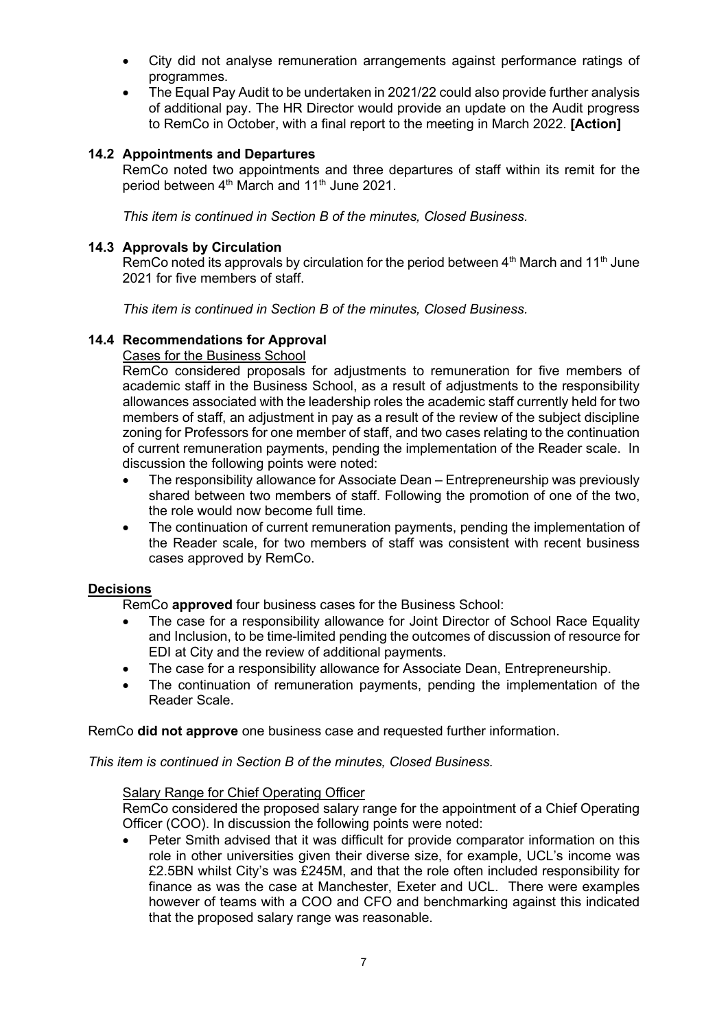- City did not analyse remuneration arrangements against performance ratings of programmes.
- The Equal Pay Audit to be undertaken in 2021/22 could also provide further analysis of additional pay. The HR Director would provide an update on the Audit progress to RemCo in October, with a final report to the meeting in March 2022. **[Action]**

### 14.2 Appointments and Departures

RemCo noted two appointments and three departures of staff within its remit for the period between 4th March and 11th June 2021.

*This item is continued in Section B of the minutes, Closed Business.*

### 14.3 Approvals by Circulation

RemCo noted its approvals by circulation for the period between 4th March and 11th June 2021 for five members of staff.

*This item is continued in Section B of the minutes, Closed Business.*

### 14.4 Recommendations for Approval

Cases for the Business School

RemCo considered proposals for adjustments to remuneration for five members of academic staff in the Business School, as a result of adjustments to the responsibility allowances associated with the leadership roles the academic staff currently held for two members of staff, an adjustment in pay as a result of the review of the subject discipline zoning for Professors for one member of staff, and two cases relating to the continuation of current remuneration payments, pending the implementation of the Reader scale. In discussion the following points were noted:

- The responsibility allowance for Associate Dean – Entrepreneurship was previously shared between two members of staff. Following the promotion of one of the two, the role would now become full time.
- The continuation of current remuneration payments, pending the implementation of the Reader scale, for two members of staff was consistent with recent business cases approved by RemCo.

**Decisions**

RemCo **approved** four business cases for the Business School:

- The case for a responsibility allowance for Joint Director of School Race Equality and Inclusion, to be time-limited pending the outcomes of discussion of resource for EDI at City and the review of additional payments.
- The case for a responsibility allowance for Associate Dean, Entrepreneurship.
- The continuation of remuneration payments, pending the implementation of the Reader Scale.

RemCo **did not approve** one business case and requested further information.

*This item is continued in Section B of the minutes, Closed Business.*

Salary Range for Chief Operating Officer

RemCo considered the proposed salary range for the appointment of a Chief Operating Officer (COO). In discussion the following points were noted:

- Peter Smith advised that it was difficult for provide comparator information on this role in other universities given their diverse size, for example, UCL's income was £2.5BN whilst City's was £245M, and that the role often included responsibility for finance as was the case at Manchester, Exeter and UCL. There were examples however of teams with a COO and CFO and benchmarking against this indicated that the proposed salary range was reasonable.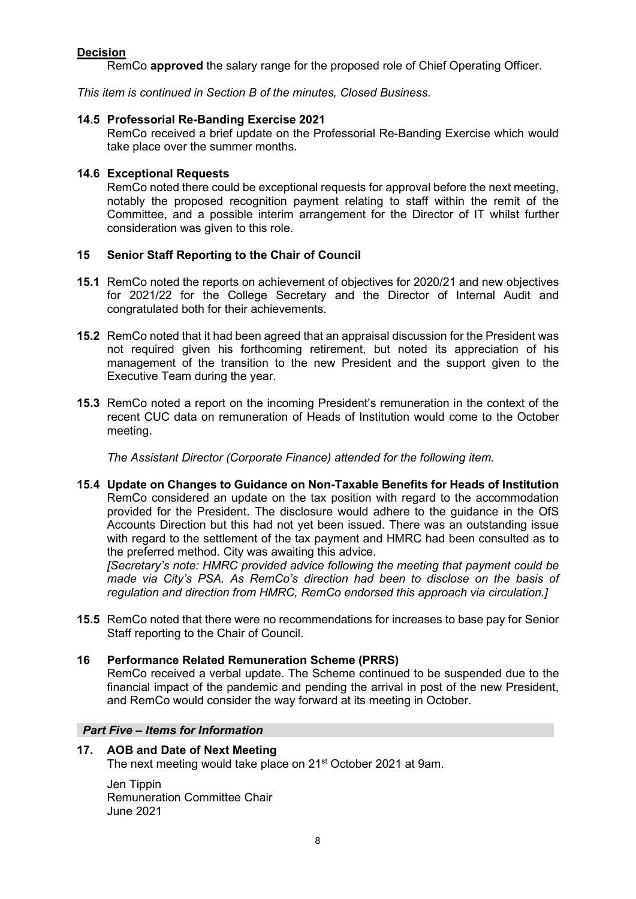**Decision**

RemCo **approved** the salary range for the proposed role of Chief Operating Officer.

*This item is continued in Section B of the minutes, Closed Business.*

**14.5 Professorial Re-Banding Exercise 2021**

RemCo received a brief update on the Professorial Re-Banding Exercise which would take place over the summer months.

**14.6 Exceptional Requests**

RemCo noted there could be exceptional requests for approval before the next meeting, notably the proposed recognition payment relating to staff within the remit of the Committee, and a possible interim arrangement for the Director of IT whilst further consideration was given to this role.

**15 Senior Staff Reporting to the Chair of Council**

**15.1** RemCo noted the reports on achievement of objectives for 2020/21 and new objectives for 2021/22 for the College Secretary and the Director of Internal Audit and congratulated both for their achievements.

**15.2** RemCo noted that it had been agreed that an appraisal discussion for the President was not required given his forthcoming retirement, but noted its appreciation of his management of the transition to the new President and the support given to the Executive Team during the year.

**15.3** RemCo noted a report on the incoming President's remuneration in the context of the recent CUC data on remuneration of Heads of Institution would come to the October meeting.

*The Assistant Director (Corporate Finance) attended for the following item.*

**15.4 Update on Changes to Guidance on Non-Taxable Benefits for Heads of Institution**

RemCo considered an update on the tax position with regard to the accommodation provided for the President. The disclosure would adhere to the guidance in the OfS Accounts Direction but this had not yet been issued. There was an outstanding issue with regard to the settlement of the tax payment and HMRC had been consulted as to the preferred method. City was awaiting this advice.

*[Secretary's note: HMRC provided advice following the meeting that payment could be made via City's PSA. As RemCo's direction had been to disclose on the basis of regulation and direction from HMRC, RemCo endorsed this approach via circulation.]*

**15.5** RemCo noted that there were no recommendations for increases to base pay for Senior Staff reporting to the Chair of Council.

**16 Performance Related Remuneration Scheme (PRRS)**

RemCo received a verbal update. The Scheme continued to be suspended due to the financial impact of the pandemic and pending the arrival in post of the new President, and RemCo would consider the way forward at its meeting in October.

***Part Five – Items for Information***

**17. AOB and Date of Next Meeting**

The next meeting would take place on 21st October 2021 at 9am.

Jen Tippin
Remuneration Committee Chair
June 2021